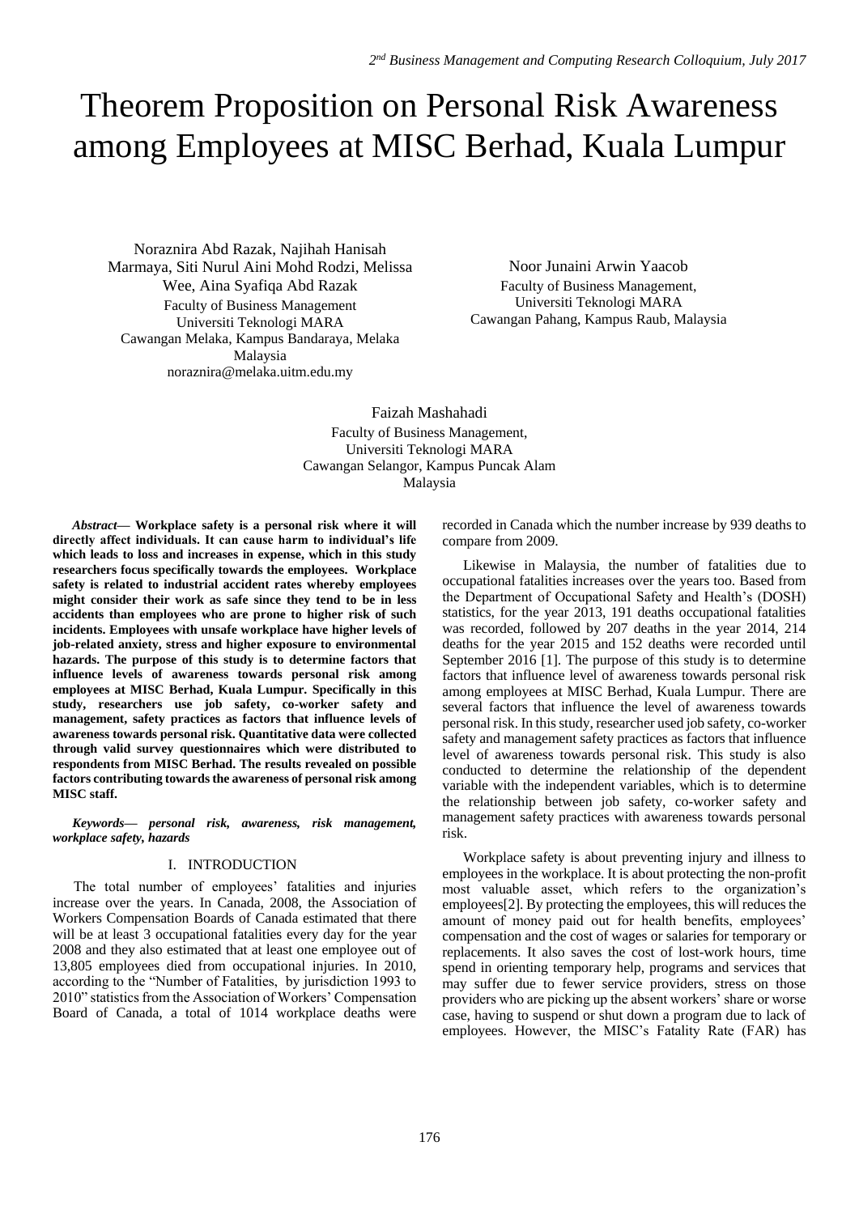# Theorem Proposition on Personal Risk Awareness among Employees at MISC Berhad, Kuala Lumpur

Noraznira Abd Razak, Najihah Hanisah Marmaya, Siti Nurul Aini Mohd Rodzi, Melissa Wee, Aina Syafiqa Abd Razak
Faculty of Business Management
Universiti Teknologi MARA
Cawangan Melaka, Kampus Bandaraya, Melaka
Malaysia
noraznira@melaka.uitm.edu.my

Noor Junaini Arwin Yaacob
Faculty of Business Management,
Universiti Teknologi MARA
Cawangan Pahang, Kampus Raub, Malaysia

Faizah Mashahadi
Faculty of Business Management,
Universiti Teknologi MARA
Cawangan Selangor, Kampus Puncak Alam
Malaysia

***Abstract*— Workplace safety is a personal risk where it will directly affect individuals. It can cause harm to individual's life which leads to loss and increases in expense, which in this study researchers focus specifically towards the employees. Workplace safety is related to industrial accident rates whereby employees might consider their work as safe since they tend to be in less accidents than employees who are prone to higher risk of such incidents. Employees with unsafe workplace have higher levels of job-related anxiety, stress and higher exposure to environmental hazards. The purpose of this study is to determine factors that influence levels of awareness towards personal risk among employees at MISC Berhad, Kuala Lumpur. Specifically in this study, researchers use job safety, co-worker safety and management, safety practices as factors that influence levels of awareness towards personal risk. Quantitative data were collected through valid survey questionnaires which were distributed to respondents from MISC Berhad. The results revealed on possible factors contributing towards the awareness of personal risk among MISC staff.**

***Keywords*— *personal risk, awareness, risk management, workplace safety, hazards***

## I. INTRODUCTION

The total number of employees' fatalities and injuries increase over the years. In Canada, 2008, the Association of Workers Compensation Boards of Canada estimated that there will be at least 3 occupational fatalities every day for the year 2008 and they also estimated that at least one employee out of 13,805 employees died from occupational injuries. In 2010, according to the "Number of Fatalities, by jurisdiction 1993 to 2010" statistics from the Association of Workers' Compensation Board of Canada, a total of 1014 workplace deaths were recorded in Canada which the number increase by 939 deaths to compare from 2009.

Likewise in Malaysia, the number of fatalities due to occupational fatalities increases over the years too. Based from the Department of Occupational Safety and Health's (DOSH) statistics, for the year 2013, 191 deaths occupational fatalities was recorded, followed by 207 deaths in the year 2014, 214 deaths for the year 2015 and 152 deaths were recorded until September 2016 [1]. The purpose of this study is to determine factors that influence level of awareness towards personal risk among employees at MISC Berhad, Kuala Lumpur. There are several factors that influence the level of awareness towards personal risk. In this study, researcher used job safety, co-worker safety and management safety practices as factors that influence level of awareness towards personal risk. This study is also conducted to determine the relationship of the dependent variable with the independent variables, which is to determine the relationship between job safety, co-worker safety and management safety practices with awareness towards personal risk.

Workplace safety is about preventing injury and illness to employees in the workplace. It is about protecting the non-profit most valuable asset, which refers to the organization's employees[2]. By protecting the employees, this will reduces the amount of money paid out for health benefits, employees' compensation and the cost of wages or salaries for temporary or replacements. It also saves the cost of lost-work hours, time spend in orienting temporary help, programs and services that may suffer due to fewer service providers, stress on those providers who are picking up the absent workers' share or worse case, having to suspend or shut down a program due to lack of employees. However, the MISC's Fatality Rate (FAR) has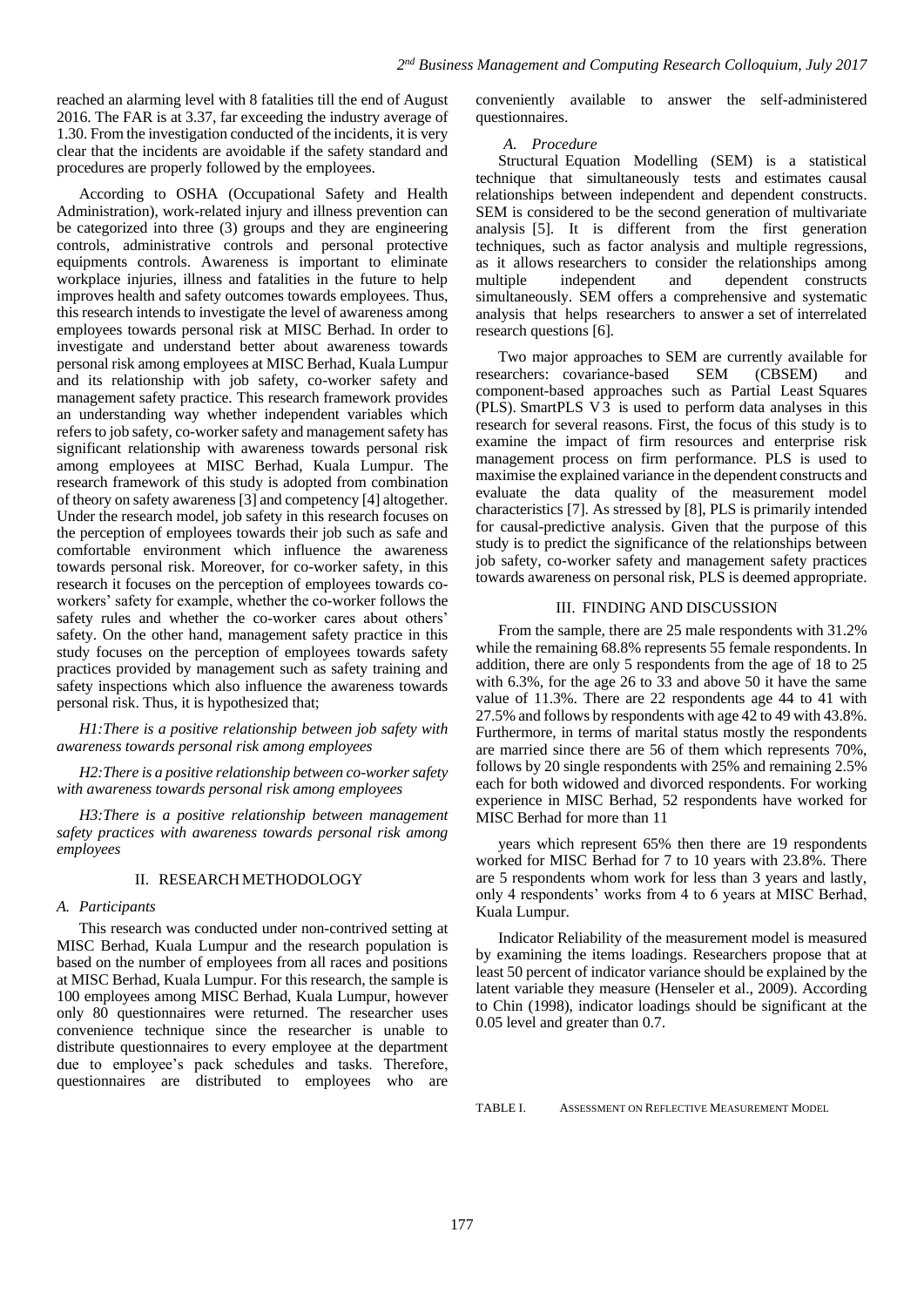reached an alarming level with 8 fatalities till the end of August 2016. The FAR is at 3.37, far exceeding the industry average of 1.30. From the investigation conducted of the incidents, it is very clear that the incidents are avoidable if the safety standard and procedures are properly followed by the employees.

According to OSHA (Occupational Safety and Health Administration), work-related injury and illness prevention can be categorized into three (3) groups and they are engineering controls, administrative controls and personal protective equipments controls. Awareness is important to eliminate workplace injuries, illness and fatalities in the future to help improves health and safety outcomes towards employees. Thus, this research intends to investigate the level of awareness among employees towards personal risk at MISC Berhad. In order to investigate and understand better about awareness towards personal risk among employees at MISC Berhad, Kuala Lumpur and its relationship with job safety, co-worker safety and management safety practice. This research framework provides an understanding way whether independent variables which refers to job safety, co-worker safety and management safety has significant relationship with awareness towards personal risk among employees at MISC Berhad, Kuala Lumpur. The research framework of this study is adopted from combination of theory on safety awareness [3] and competency [4] altogether. Under the research model, job safety in this research focuses on the perception of employees towards their job such as safe and comfortable environment which influence the awareness towards personal risk. Moreover, for co-worker safety, in this research it focuses on the perception of employees towards co-workers' safety for example, whether the co-worker follows the safety rules and whether the co-worker cares about others' safety. On the other hand, management safety practice in this study focuses on the perception of employees towards safety practices provided by management such as safety training and safety inspections which also influence the awareness towards personal risk. Thus, it is hypothesized that;

*H1:There is a positive relationship between job safety with awareness towards personal risk among employees*

*H2:There is a positive relationship between co-worker safety with awareness towards personal risk among employees*

*H3:There is a positive relationship between management safety practices with awareness towards personal risk among employees*

## II. RESEARCH METHODOLOGY

### A. Participants

This research was conducted under non-contrived setting at MISC Berhad, Kuala Lumpur and the research population is based on the number of employees from all races and positions at MISC Berhad, Kuala Lumpur. For this research, the sample is 100 employees among MISC Berhad, Kuala Lumpur, however only 80 questionnaires were returned. The researcher uses convenience technique since the researcher is unable to distribute questionnaires to every employee at the department due to employee's pack schedules and tasks. Therefore, questionnaires are distributed to employees who are conveniently available to answer the self-administered questionnaires.

### A. Procedure

Structural Equation Modelling (SEM) is a statistical technique that simultaneously tests and estimates causal relationships between independent and dependent constructs. SEM is considered to be the second generation of multivariate analysis [5]. It is different from the first generation techniques, such as factor analysis and multiple regressions, as it allows researchers to consider the relationships among multiple independent and dependent constructs simultaneously. SEM offers a comprehensive and systematic analysis that helps researchers to answer a set of interrelated research questions [6].

Two major approaches to SEM are currently available for researchers: covariance-based SEM (CBSEM) and component-based approaches such as Partial Least Squares (PLS). SmartPLS V3 is used to perform data analyses in this research for several reasons. First, the focus of this study is to examine the impact of firm resources and enterprise risk management process on firm performance. PLS is used to maximise the explained variance in the dependent constructs and evaluate the data quality of the measurement model characteristics [7]. As stressed by [8], PLS is primarily intended for causal-predictive analysis. Given that the purpose of this study is to predict the significance of the relationships between job safety, co-worker safety and management safety practices towards awareness on personal risk, PLS is deemed appropriate.

## III. FINDING AND DISCUSSION

From the sample, there are 25 male respondents with 31.2% while the remaining 68.8% represents 55 female respondents. In addition, there are only 5 respondents from the age of 18 to 25 with 6.3%, for the age 26 to 33 and above 50 it have the same value of 11.3%. There are 22 respondents age 44 to 41 with 27.5% and follows by respondents with age 42 to 49 with 43.8%. Furthermore, in terms of marital status mostly the respondents are married since there are 56 of them which represents 70%, follows by 20 single respondents with 25% and remaining 2.5% each for both widowed and divorced respondents. For working experience in MISC Berhad, 52 respondents have worked for MISC Berhad for more than 11 years which represent 65% then there are 19 respondents worked for MISC Berhad for 7 to 10 years with 23.8%. There are 5 respondents whom work for less than 3 years and lastly, only 4 respondents' works from 4 to 6 years at MISC Berhad, Kuala Lumpur.

Indicator Reliability of the measurement model is measured by examining the items loadings. Researchers propose that at least 50 percent of indicator variance should be explained by the latent variable they measure (Henseler et al., 2009). According to Chin (1998), indicator loadings should be significant at the 0.05 level and greater than 0.7.

TABLE I. ASSESSMENT ON REFLECTIVE MEASUREMENT MODEL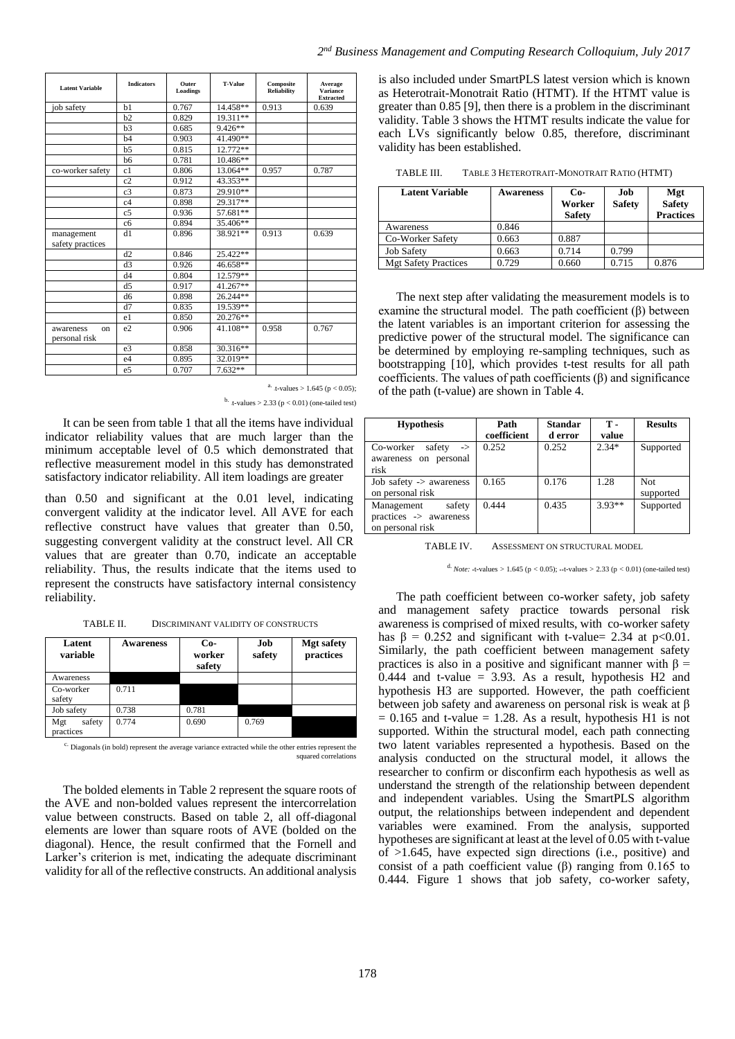| Latent Variable | Indicators | Outer Loadings | T-Value | Composite Reliability | Average Variance Extracted |
|---|---|---|---|---|---|
| job safety | b1 | 0.767 | 14.458** | 0.913 | 0.639 |
| | b2 | 0.829 | 19.311** | | |
| | b3 | 0.685 | 9.426** | | |
| | b4 | 0.903 | 41.490** | | |
| | b5 | 0.815 | 12.772** | | |
| | b6 | 0.781 | 10.486** | | |
| co-worker safety | c1 | 0.806 | 13.064** | 0.957 | 0.787 |
| | c2 | 0.912 | 43.353** | | |
| | c3 | 0.873 | 29.910** | | |
| | c4 | 0.898 | 29.317** | | |
| | c5 | 0.936 | 57.681** | | |
| | c6 | 0.894 | 35.406** | | |
| management safety practices | d1 | 0.896 | 38.921** | 0.913 | 0.639 |
| | d2 | 0.846 | 25.422** | | |
| | d3 | 0.926 | 46.658** | | |
| | d4 | 0.804 | 12.579** | | |
| | d5 | 0.917 | 41.267** | | |
| | d6 | 0.898 | 26.244** | | |
| | d7 | 0.835 | 19.539** | | |
| | e1 | 0.850 | 20.276** | | |
| awareness on personal risk | e2 | 0.906 | 41.108** | 0.958 | 0.767 |
| | e3 | 0.858 | 30.316** | | |
| | e4 | 0.895 | 32.019** | | |
| | e5 | 0.707 | 7.632** | | |

[a] t-values > 1.645 ($p < 0.05$);

[b] t-values > 2.33 ($p < 0.01$) (one-tailed test)

It can be seen from table 1 that all the items have individual indicator reliability values that are much larger than the minimum acceptable level of 0.5 which demonstrated that reflective measurement model in this study has demonstrated satisfactory indicator reliability. All item loadings are greater than 0.50 and significant at the 0.01 level, indicating convergent validity at the indicator level. All AVE for each reflective construct have values that greater than 0.50, suggesting convergent validity at the construct level. All CR values that are greater than 0.70, indicate an acceptable reliability. Thus, the results indicate that the items used to represent the constructs have satisfactory internal consistency reliability.

TABLE II. DISCRIMINANT VALIDITY OF CONSTRUCTS

| Latent variable | Awareness | Co-worker safety | Job safety | Mgt safety practices |
|---|---|---|---|---|
| Awareness | | | | |
| Co-worker safety | 0.711 | | | |
| Job safety | 0.738 | 0.781 | | |
| Mgt safety practices | 0.774 | 0.690 | 0.769 | |

[c] Diagonals (in bold) represent the average variance extracted while the other entries represent the squared correlations

The bolded elements in Table 2 represent the square roots of the AVE and non-bolded values represent the intercorrelation value between constructs. Based on table 2, all off-diagonal elements are lower than square roots of AVE (bolded on the diagonal). Hence, the result confirmed that the Fornell and Larker's criterion is met, indicating the adequate discriminant validity for all of the reflective constructs. An additional analysis is also included under SmartPLS latest version which is known as Heterotrait-Monotrait Ratio (HTMT). If the HTMT value is greater than 0.85 [9], then there is a problem in the discriminant validity. Table 3 shows the HTMT results indicate the value for each LVs significantly below 0.85, therefore, discriminant validity has been established.

TABLE III. TABLE 3 HETEROTRAIT-MONOTRAIT RATIO (HTMT)

| Latent Variable | Awareness | Co-Worker Safety | Job Safety | Mgt Safety Practices |
|---|---|---|---|---|
| Awareness | 0.846 | | | |
| Co-Worker Safety | 0.663 | 0.887 | | |
| Job Safety | 0.663 | 0.714 | 0.799 | |
| Mgt Safety Practices | 0.729 | 0.660 | 0.715 | 0.876 |

The next step after validating the measurement models is to examine the structural model. The path coefficient (β) between the latent variables is an important criterion for assessing the predictive power of the structural model. The significance can be determined by employing re-sampling techniques, such as bootstrapping [10], which provides t-test results for all path coefficients. The values of path coefficients (β) and significance of the path (t-value) are shown in Table 4.

| Hypothesis | Path coefficient | Standard error | T-value | Results |
|---|---|---|---|---|
| Co-worker safety -> awareness on personal risk | 0.252 | 0.252 | 2.34* | Supported |
| Job safety -> awareness on personal risk | 0.165 | 0.176 | 1.28 | Not supported |
| Management safety practices -> awareness on personal risk | 0.444 | 0.435 | 3.93** | Supported |

TABLE IV. ASSESSMENT ON STRUCTURAL MODEL

[d] *Note:* -t-values > 1.645 ($p < 0.05$); --t-values > 2.33 ($p < 0.01$) (one-tailed test)

The path coefficient between co-worker safety, job safety and management safety practice towards personal risk awareness is comprised of mixed results, with co-worker safety has β = 0.252 and significant with t-value= 2.34 at $p<0.01$. Similarly, the path coefficient between management safety practices is also in a positive and significant manner with β = 0.444 and t-value = 3.93. As a result, hypothesis H2 and hypothesis H3 are supported. However, the path coefficient between job safety and awareness on personal risk is weak at β = 0.165 and t-value = 1.28. As a result, hypothesis H1 is not supported. Within the structural model, each path connecting two latent variables represented a hypothesis. Based on the analysis conducted on the structural model, it allows the researcher to confirm or disconfirm each hypothesis as well as understand the strength of the relationship between dependent and independent variables. Using the SmartPLS algorithm output, the relationships between independent and dependent variables were examined. From the analysis, supported hypotheses are significant at least at the level of 0.05 with t-value of >1.645, have expected sign directions (i.e., positive) and consist of a path coefficient value (β) ranging from 0.165 to 0.444. Figure 1 shows that job safety, co-worker safety,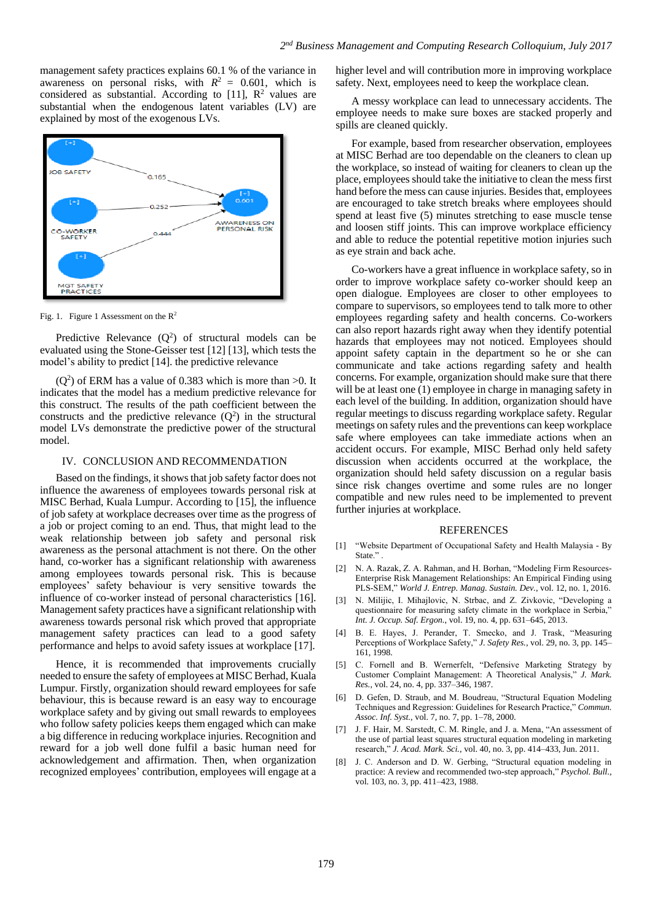management safety practices explains 60.1 % of the variance in awareness on personal risks, with $R^2 = 0.601$, which is considered as substantial. According to [11], $R^2$ values are substantial when the endogenous latent variables (LV) are explained by most of the exogenous LVs.

Fig. 1. Figure 1 Assessment on the $R^2$

Predictive Relevance ($Q^2$) of structural models can be evaluated using the Stone-Geisser test [12] [13], which tests the model's ability to predict [14]. the predictive relevance

($Q^2$) of ERM has a value of 0.383 which is more than >0. It indicates that the model has a medium predictive relevance for this construct. The results of the path coefficient between the constructs and the predictive relevance ($Q^2$) in the structural model LVs demonstrate the predictive power of the structural model.

## IV. CONCLUSION AND RECOMMENDATION

Based on the findings, it shows that job safety factor does not influence the awareness of employees towards personal risk at MISC Berhad, Kuala Lumpur. According to [15], the influence of job safety at workplace decreases over time as the progress of a job or project coming to an end. Thus, that might lead to the weak relationship between job safety and personal risk awareness as the personal attachment is not there. On the other hand, co-worker has a significant relationship with awareness among employees towards personal risk. This is because employees' safety behaviour is very sensitive towards the influence of co-worker instead of personal characteristics [16]. Management safety practices have a significant relationship with awareness towards personal risk which proved that appropriate management safety practices can lead to a good safety performance and helps to avoid safety issues at workplace [17].

Hence, it is recommended that improvements crucially needed to ensure the safety of employees at MISC Berhad, Kuala Lumpur. Firstly, organization should reward employees for safe behaviour, this is because reward is an easy way to encourage workplace safety and by giving out small rewards to employees who follow safety policies keeps them engaged which can make a big difference in reducing workplace injuries. Recognition and reward for a job well done fulfil a basic human need for acknowledgement and affirmation. Then, when organization recognized employees' contribution, employees will engage at a higher level and will contribution more in improving workplace safety. Next, employees need to keep the workplace clean.

A messy workplace can lead to unnecessary accidents. The employee needs to make sure boxes are stacked properly and spills are cleaned quickly.

For example, based from researcher observation, employees at MISC Berhad are too dependable on the cleaners to clean up the workplace, so instead of waiting for cleaners to clean up the place, employees should take the initiative to clean the mess first hand before the mess can cause injuries. Besides that, employees are encouraged to take stretch breaks where employees should spend at least five (5) minutes stretching to ease muscle tense and loosen stiff joints. This can improve workplace efficiency and able to reduce the potential repetitive motion injuries such as eye strain and back ache.

Co-workers have a great influence in workplace safety, so in order to improve workplace safety co-worker should keep an open dialogue. Employees are closer to other employees to compare to supervisors, so employees tend to talk more to other employees regarding safety and health concerns. Co-workers can also report hazards right away when they identify potential hazards that employees may not noticed. Employees should appoint safety captain in the department so he or she can communicate and take actions regarding safety and health concerns. For example, organization should make sure that there will be at least one (1) employee in charge in managing safety in each level of the building. In addition, organization should have regular meetings to discuss regarding workplace safety. Regular meetings on safety rules and the preventions can keep workplace safe where employees can take immediate actions when an accident occurs. For example, MISC Berhad only held safety discussion when accidents occurred at the workplace, the organization should held safety discussion on a regular basis since risk changes overtime and some rules are no longer compatible and new rules need to be implemented to prevent further injuries at workplace.

## REFERENCES

[1] "Website Department of Occupational Safety and Health Malaysia - By State." .

[2] N. A. Razak, Z. A. Rahman, and H. Borhan, "Modeling Firm Resources-Enterprise Risk Management Relationships: An Empirical Finding using PLS-SEM," *World J. Entrep. Manag. Sustain. Dev.*, vol. 12, no. 1, 2016.

[3] N. Milijic, I. Mihajlovic, N. Strbac, and Z. Zivkovic, "Developing a questionnaire for measuring safety climate in the workplace in Serbia," *Int. J. Occup. Saf. Ergon.*, vol. 19, no. 4, pp. 631–645, 2013.

[4] B. E. Hayes, J. Perander, T. Smecko, and J. Trask, "Measuring Perceptions of Workplace Safety," *J. Safety Res.*, vol. 29, no. 3, pp. 145–161, 1998.

[5] C. Fornell and B. Wernerfelt, "Defensive Marketing Strategy by Customer Complaint Management: A Theoretical Analysis," *J. Mark. Res.*, vol. 24, no. 4, pp. 337–346, 1987.

[6] D. Gefen, D. Straub, and M. Boudreau, "Structural Equation Modeling Techniques and Regression: Guidelines for Research Practice," *Commun. Assoc. Inf. Syst.*, vol. 7, no. 7, pp. 1–78, 2000.

[7] J. F. Hair, M. Sarstedt, C. M. Ringle, and J. a. Mena, "An assessment of the use of partial least squares structural equation modeling in marketing research," *J. Acad. Mark. Sci.*, vol. 40, no. 3, pp. 414–433, Jun. 2011.

[8] J. C. Anderson and D. W. Gerbing, "Structural equation modeling in practice: A review and recommended two-step approach," *Psychol. Bull.*, vol. 103, no. 3, pp. 411–423, 1988.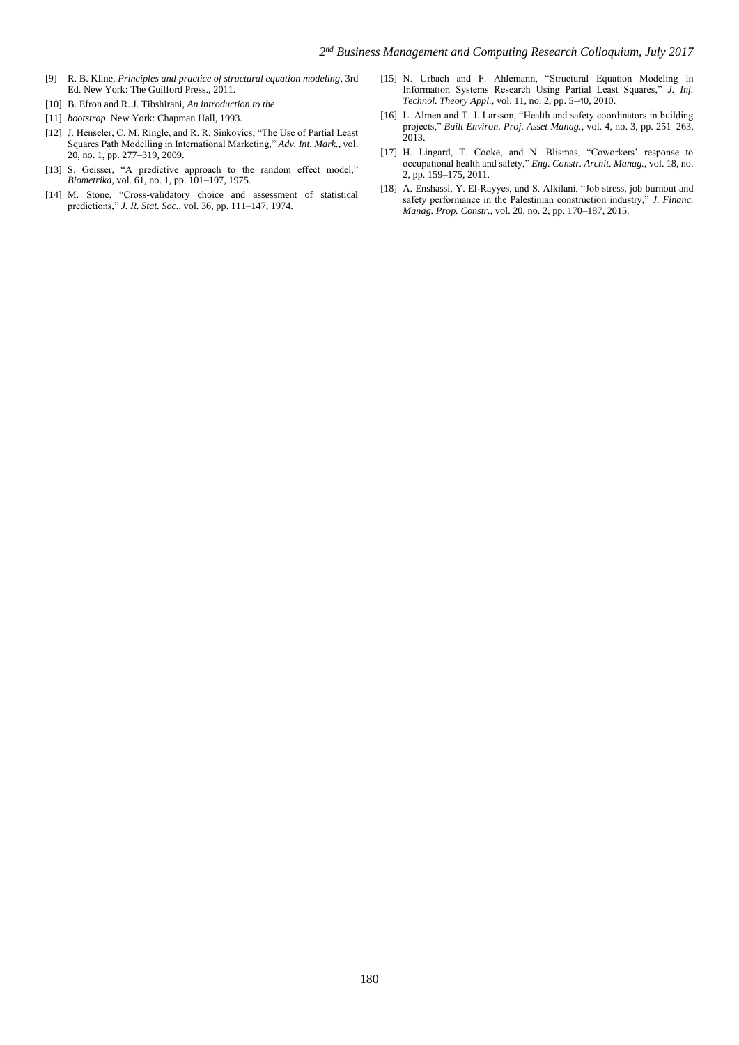[9] R. B. Kline, *Principles and practice of structural equation modeling*, 3rd Ed. New York: The Guilford Press., 2011.

[10] B. Efron and R. J. Tibshirani, *An introduction to the*

[11] *bootstrap*. New York: Chapman Hall, 1993.

[12] J. Henseler, C. M. Ringle, and R. R. Sinkovics, "The Use of Partial Least Squares Path Modelling in International Marketing," *Adv. Int. Mark.*, vol. 20, no. 1, pp. 277–319, 2009.

[13] S. Geisser, "A predictive approach to the random effect model," *Biometrika*, vol. 61, no. 1, pp. 101–107, 1975.

[14] M. Stone, "Cross-validatory choice and assessment of statistical predictions," *J. R. Stat. Soc.*, vol. 36, pp. 111–147, 1974.

[15] N. Urbach and F. Ahlemann, "Structural Equation Modeling in Information Systems Research Using Partial Least Squares," *J. Inf. Technol. Theory Appl.*, vol. 11, no. 2, pp. 5–40, 2010.

[16] L. Almen and T. J. Larsson, "Health and safety coordinators in building projects," *Built Environ. Proj. Asset Manag.*, vol. 4, no. 3, pp. 251–263, 2013.

[17] H. Lingard, T. Cooke, and N. Blismas, "Coworkers' response to occupational health and safety," *Eng. Constr. Archit. Manag.*, vol. 18, no. 2, pp. 159–175, 2011.

[18] A. Enshassi, Y. El-Rayyes, and S. Alkilani, "Job stress, job burnout and safety performance in the Palestinian construction industry," *J. Financ. Manag. Prop. Constr.*, vol. 20, no. 2, pp. 170–187, 2015.